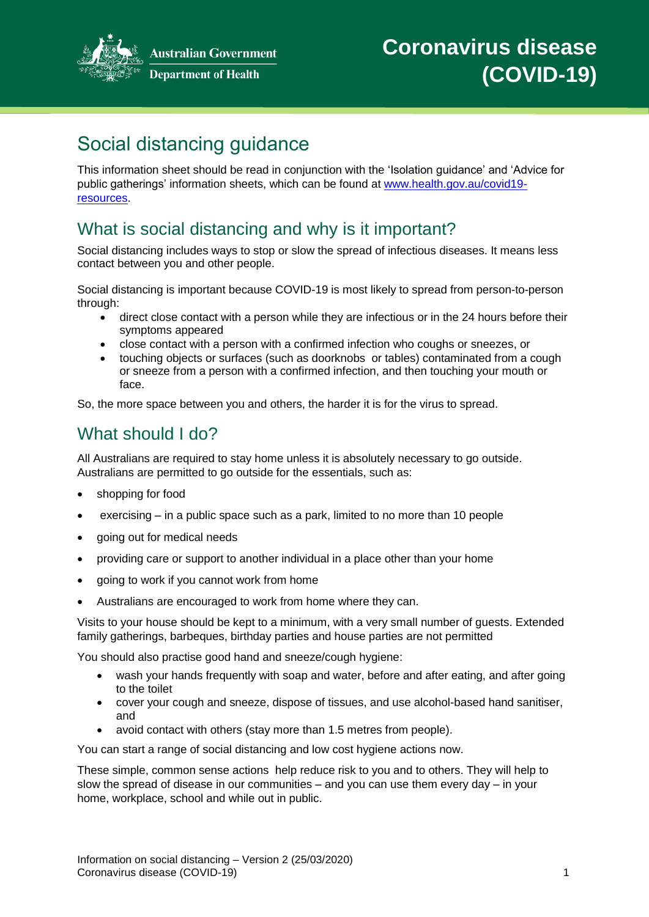Australian Government
Department of Health

# Coronavirus disease (COVID-19)

## Social distancing guidance

This information sheet should be read in conjunction with the 'Isolation guidance' and 'Advice for public gatherings' information sheets, which can be found at [www.health.gov.au/covid19-resources](www.health.gov.au/covid19-resources).

## What is social distancing and why is it important?

Social distancing includes ways to stop or slow the spread of infectious diseases. It means less contact between you and other people.

Social distancing is important because COVID-19 is most likely to spread from person-to-person through:

- direct close contact with a person while they are infectious or in the 24 hours before their symptoms appeared
- close contact with a person with a confirmed infection who coughs or sneezes, or
- touching objects or surfaces (such as doorknobs or tables) contaminated from a cough or sneeze from a person with a confirmed infection, and then touching your mouth or face.

So, the more space between you and others, the harder it is for the virus to spread.

## What should I do?

All Australians are required to stay home unless it is absolutely necessary to go outside. Australians are permitted to go outside for the essentials, such as:

- shopping for food
- exercising – in a public space such as a park, limited to no more than 10 people
- going out for medical needs
- providing care or support to another individual in a place other than your home
- going to work if you cannot work from home
- Australians are encouraged to work from home where they can.

Visits to your house should be kept to a minimum, with a very small number of guests. Extended family gatherings, barbeques, birthday parties and house parties are not permitted

You should also practise good hand and sneeze/cough hygiene:

- wash your hands frequently with soap and water, before and after eating, and after going to the toilet
- cover your cough and sneeze, dispose of tissues, and use alcohol-based hand sanitiser, and
- avoid contact with others (stay more than 1.5 metres from people).

You can start a range of social distancing and low cost hygiene actions now.

These simple, common sense actions help reduce risk to you and to others. They will help to slow the spread of disease in our communities – and you can use them every day – in your home, workplace, school and while out in public.

Information on social distancing – Version 2 (25/03/2020)
Coronavirus disease (COVID-19)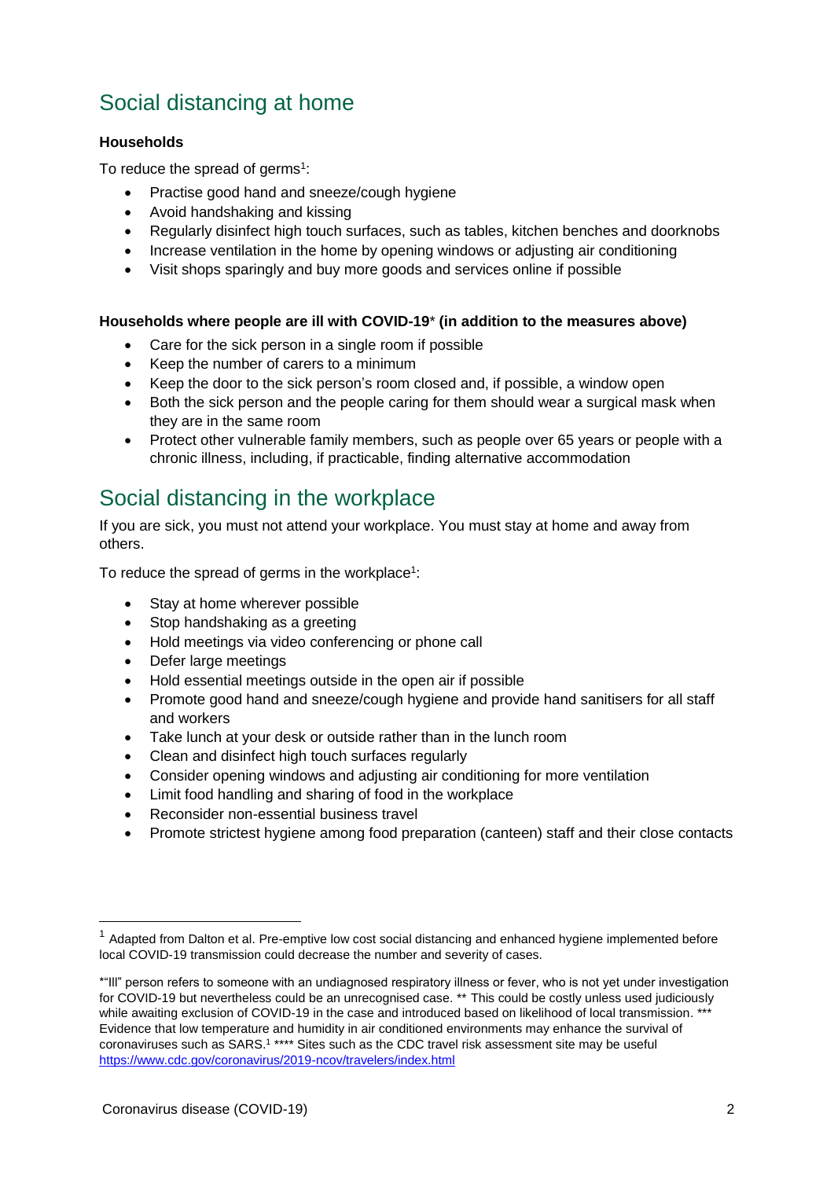## Social distancing at home

**Households**

To reduce the spread of germs[1]:

- Practise good hand and sneeze/cough hygiene
- Avoid handshaking and kissing
- Regularly disinfect high touch surfaces, such as tables, kitchen benches and doorknobs
- Increase ventilation in the home by opening windows or adjusting air conditioning
- Visit shops sparingly and buy more goods and services online if possible

**Households where people are ill with COVID-19\* (in addition to the measures above)**

- Care for the sick person in a single room if possible
- Keep the number of carers to a minimum
- Keep the door to the sick person's room closed and, if possible, a window open
- Both the sick person and the people caring for them should wear a surgical mask when they are in the same room
- Protect other vulnerable family members, such as people over 65 years or people with a chronic illness, including, if practicable, finding alternative accommodation

## Social distancing in the workplace

If you are sick, you must not attend your workplace. You must stay at home and away from others.

To reduce the spread of germs in the workplace[1]:

- Stay at home wherever possible
- Stop handshaking as a greeting
- Hold meetings via video conferencing or phone call
- Defer large meetings
- Hold essential meetings outside in the open air if possible
- Promote good hand and sneeze/cough hygiene and provide hand sanitisers for all staff and workers
- Take lunch at your desk or outside rather than in the lunch room
- Clean and disinfect high touch surfaces regularly
- Consider opening windows and adjusting air conditioning for more ventilation
- Limit food handling and sharing of food in the workplace
- Reconsider non-essential business travel
- Promote strictest hygiene among food preparation (canteen) staff and their close contacts

---

[1] Adapted from Dalton et al. Pre-emptive low cost social distancing and enhanced hygiene implemented before local COVID-19 transmission could decrease the number and severity of cases.

*"Ill" person refers to someone with an undiagnosed respiratory illness or fever, who is not yet under investigation for COVID-19 but nevertheless could be an unrecognised case. ** This could be costly unless used judiciously while awaiting exclusion of COVID-19 in the case and introduced based on likelihood of local transmission. *** Evidence that low temperature and humidity in air conditioned environments may enhance the survival of coronaviruses such as SARS.[1] **** Sites such as the CDC travel risk assessment site may be useful https://www.cdc.gov/coronavirus/2019-ncov/travelers/index.html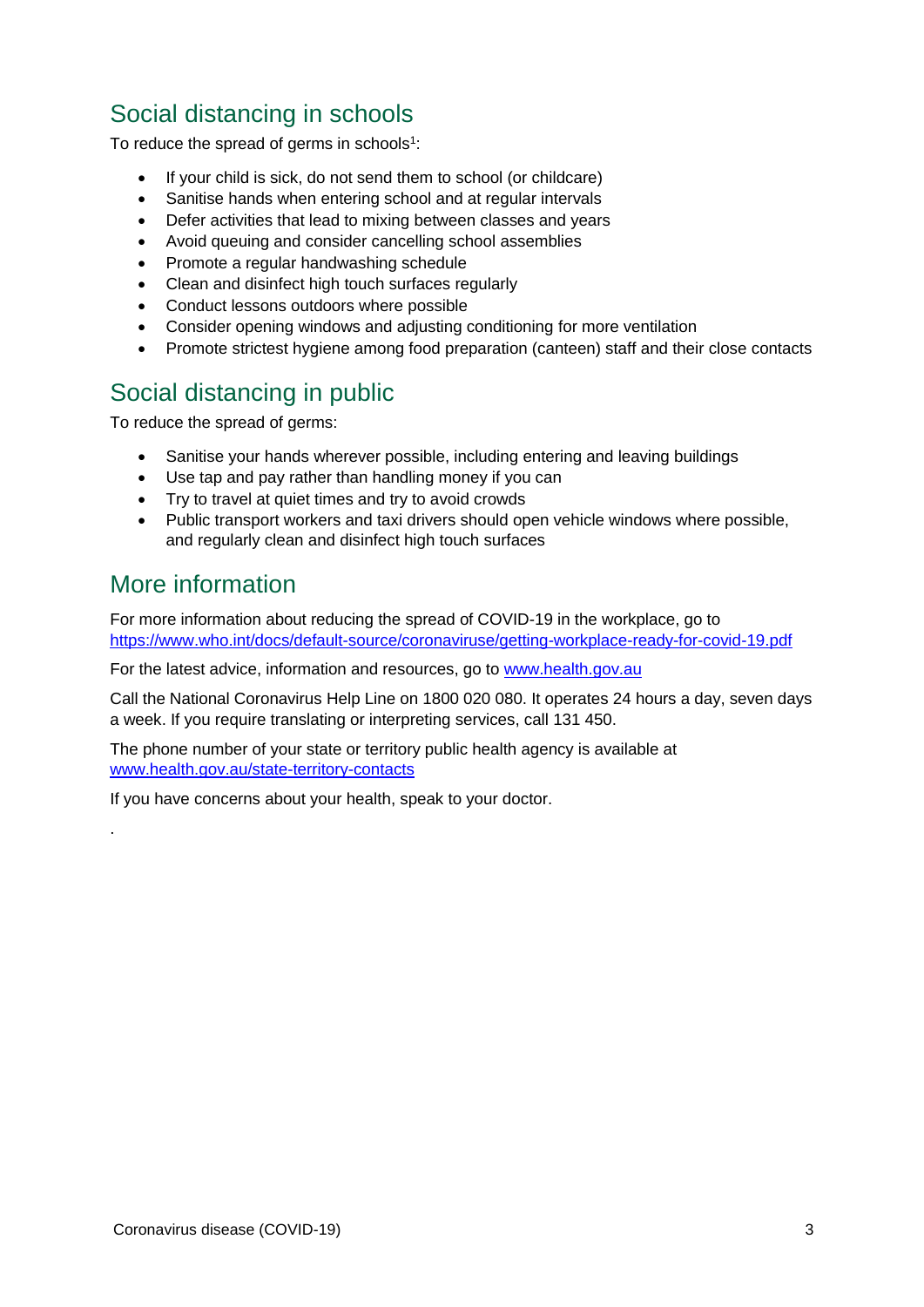## Social distancing in schools

To reduce the spread of germs in schools[1]:

- If your child is sick, do not send them to school (or childcare)
- Sanitise hands when entering school and at regular intervals
- Defer activities that lead to mixing between classes and years
- Avoid queuing and consider cancelling school assemblies
- Promote a regular handwashing schedule
- Clean and disinfect high touch surfaces regularly
- Conduct lessons outdoors where possible
- Consider opening windows and adjusting conditioning for more ventilation
- Promote strictest hygiene among food preparation (canteen) staff and their close contacts

## Social distancing in public

To reduce the spread of germs:

- Sanitise your hands wherever possible, including entering and leaving buildings
- Use tap and pay rather than handling money if you can
- Try to travel at quiet times and try to avoid crowds
- Public transport workers and taxi drivers should open vehicle windows where possible, and regularly clean and disinfect high touch surfaces

## More information

For more information about reducing the spread of COVID-19 in the workplace, go to https://www.who.int/docs/default-source/coronaviruse/getting-workplace-ready-for-covid-19.pdf

For the latest advice, information and resources, go to www.health.gov.au

Call the National Coronavirus Help Line on 1800 020 080. It operates 24 hours a day, seven days a week. If you require translating or interpreting services, call 131 450.

The phone number of your state or territory public health agency is available at www.health.gov.au/state-territory-contacts

If you have concerns about your health, speak to your doctor.

.